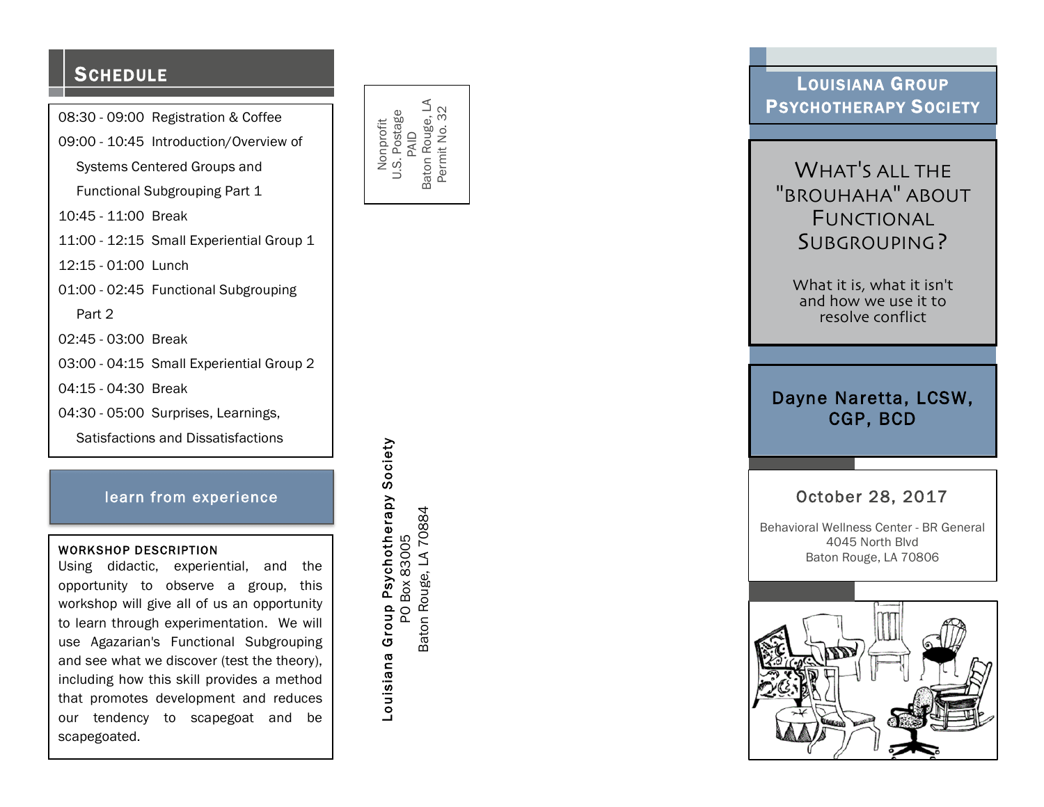## Schedule

08:30 - 09:00 Registration & Coffee
09:00 - 10:45 Introduction/Overview of Systems Centered Groups and Functional Subgrouping Part 1
10:45 - 11:00 Break
11:00 - 12:15 Small Experiential Group 1
12:15 - 01:00 Lunch
01:00 - 02:45 Functional Subgrouping Part 2
02:45 - 03:00 Break
03:00 - 04:15 Small Experiential Group 2
04:15 - 04:30 Break
04:30 - 05:00 Surprises, Learnings, Satisfactions and Dissatisfactions

**learn from experience**

**WORKSHOP DESCRIPTION**

Using didactic, experiential, and the opportunity to observe a group, this workshop will give all of us an opportunity to learn through experimentation. We will use Agazarian's Functional Subgrouping and see what we discover (test the theory), including how this skill provides a method that promotes development and reduces our tendency to scapegoat and be scapegoated.

Nonprofit
U.S. Postage
PAID
Baton Rouge, LA
Permit No. 32

**Louisiana Group Psychotherapy Society**
PO Box 83005
Baton Rouge, LA 70884

## Louisiana Group Psychotherapy Society

# What's all the "brouhaha" about Functional Subgrouping?

What it is, what it isn't and how we use it to resolve conflict

**Dayne Naretta, LCSW, CGP, BCD**

October 28, 2017

Behavioral Wellness Center - BR General
4045 North Blvd
Baton Rouge, LA 70806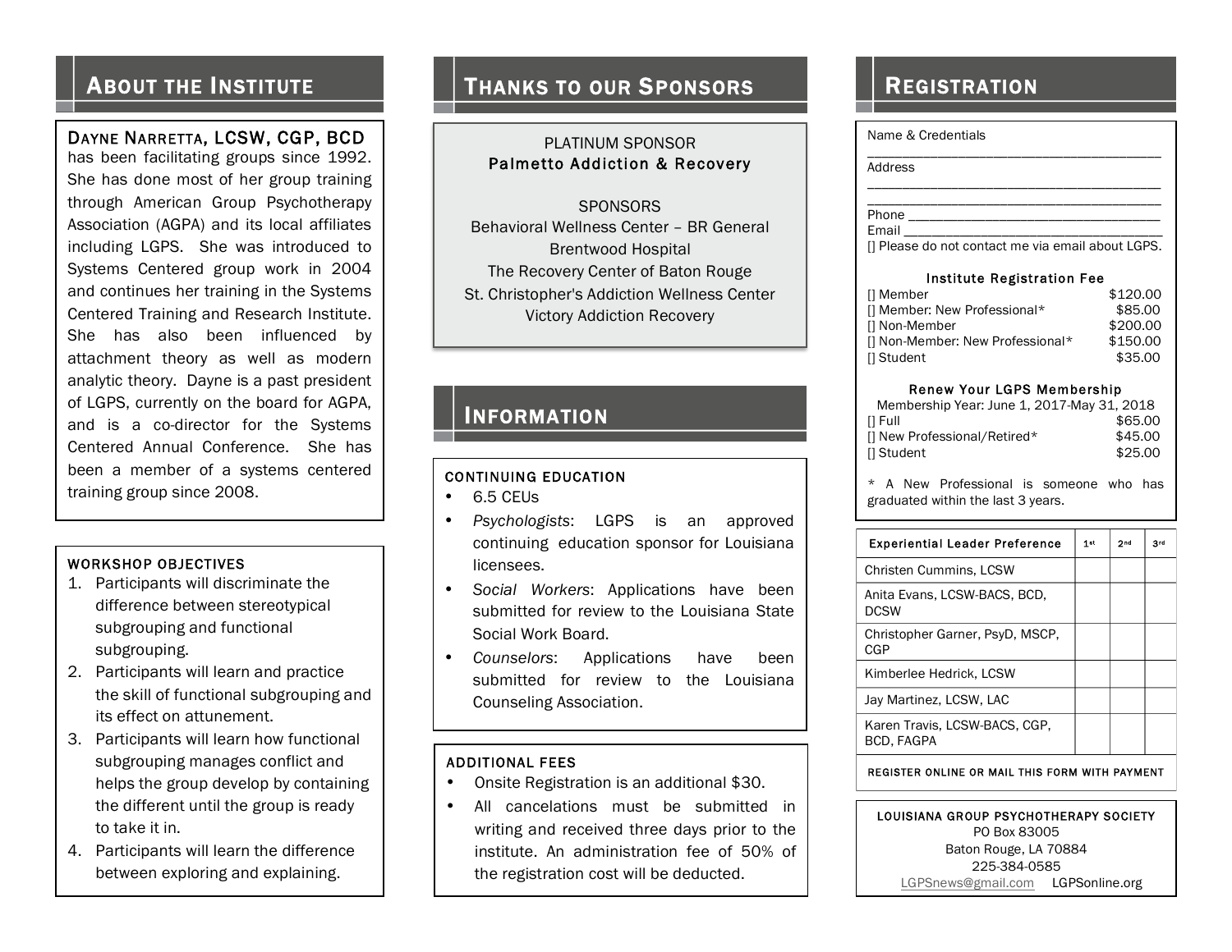## About the Institute

**Dayne Narretta, LCSW, CGP, BCD** has been facilitating groups since 1992. She has done most of her group training through American Group Psychotherapy Association (AGPA) and its local affiliates including LGPS. She was introduced to Systems Centered group work in 2004 and continues her training in the Systems Centered Training and Research Institute. She has also been influenced by attachment theory as well as modern analytic theory. Dayne is a past president of LGPS, currently on the board for AGPA, and is a co-director for the Systems Centered Annual Conference. She has been a member of a systems centered training group since 2008.

### Workshop Objectives

1. Participants will discriminate the difference between stereotypical subgrouping and functional subgrouping.
2. Participants will learn and practice the skill of functional subgrouping and its effect on attunement.
3. Participants will learn how functional subgrouping manages conflict and helps the group develop by containing the different until the group is ready to take it in.
4. Participants will learn the difference between exploring and explaining.

## Thanks to our Sponsors

PLATINUM SPONSOR
**Palmetto Addiction & Recovery**

SPONSORS
Behavioral Wellness Center – BR General
Brentwood Hospital
The Recovery Center of Baton Rouge
St. Christopher's Addiction Wellness Center
Victory Addiction Recovery

## Information

### Continuing Education

- 6.5 CEUs
- *Psychologists*: LGPS is an approved continuing education sponsor for Louisiana licensees.
- *Social Workers*: Applications have been submitted for review to the Louisiana State Social Work Board.
- *Counselors*: Applications have been submitted for review to the Louisiana Counseling Association.

### Additional Fees

- Onsite Registration is an additional $30.
- All cancelations must be submitted in writing and received three days prior to the institute. An administration fee of 50% of the registration cost will be deducted.

## Registration

Name & Credentials ______________________________________

Address ______________________________________
______________________________________

Phone ______________________________________

Email ______________________________________

[] Please do not contact me via email about LGPS.

**Institute Registration Fee**

| | |
|---|---|
| [] Member | $120.00 |
| [] Member: New Professional* | $85.00 |
| [] Non-Member | $200.00 |
| [] Non-Member: New Professional* | $150.00 |
| [] Student | $35.00 |

**Renew Your LGPS Membership**

Membership Year: June 1, 2017-May 31, 2018

| | |
|---|---|
| [] Full | $65.00 |
| [] New Professional/Retired* | $45.00 |
| [] Student | $25.00 |

* A New Professional is someone who has graduated within the last 3 years.

| Experiential Leader Preference | 1st | 2nd | 3rd |
|---|---|---|---|
| Christen Cummins, LCSW | | | |
| Anita Evans, LCSW-BACS, BCD, DCSW | | | |
| Christopher Garner, PsyD, MSCP, CGP | | | |
| Kimberlee Hedrick, LCSW | | | |
| Jay Martinez, LCSW, LAC | | | |
| Karen Travis, LCSW-BACS, CGP, BCD, FAGPA | | | |

REGISTER ONLINE OR MAIL THIS FORM WITH PAYMENT

**LOUISIANA GROUP PSYCHOTHERAPY SOCIETY**
PO Box 83005
Baton Rouge, LA 70884
225-384-0585
LGPSnews@gmail.com LGPSonline.org